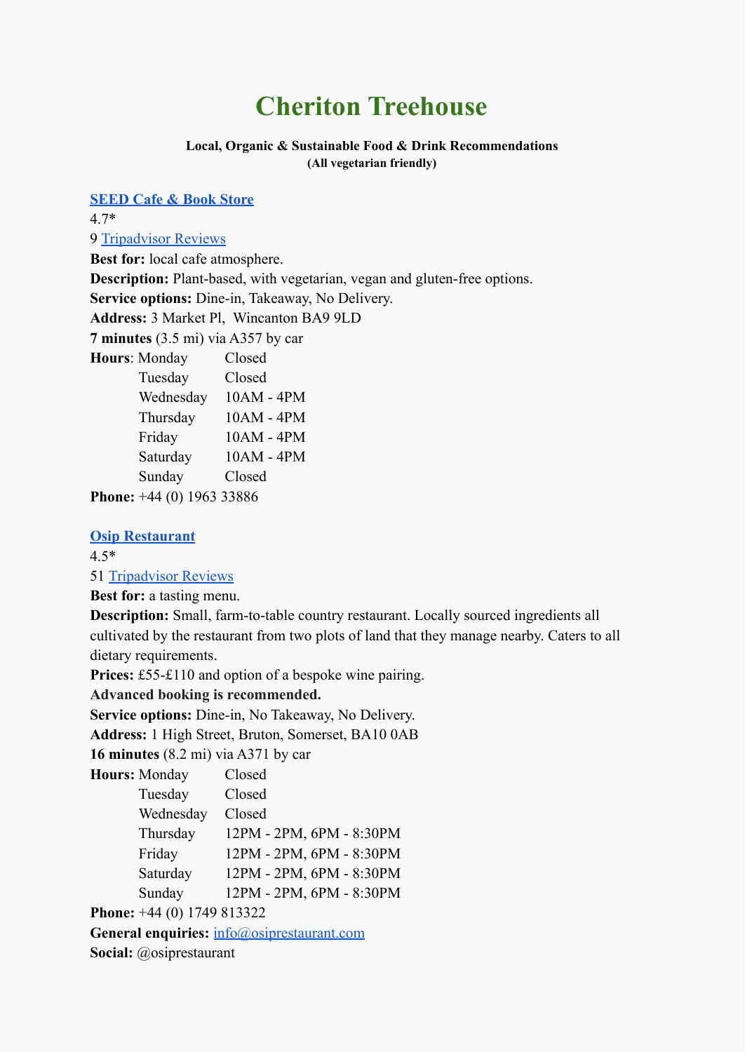# Cheriton Treehouse

**Local, Organic & Sustainable Food & Drink Recommendations**
**(All vegetarian friendly)**

## [SEED Cafe & Book Store]

4.7*
9 [Tripadvisor Reviews]
**Best for:** local cafe atmosphere.
**Description:** Plant-based, with vegetarian, vegan and gluten-free options.
**Service options:** Dine-in, Takeaway, No Delivery.
**Address:** 3 Market Pl, Wincanton BA9 9LD
**7 minutes** (3.5 mi) via A357 by car

**Hours:**

| Day | Hours |
|---|---|
| Monday | Closed |
| Tuesday | Closed |
| Wednesday | 10AM - 4PM |
| Thursday | 10AM - 4PM |
| Friday | 10AM - 4PM |
| Saturday | 10AM - 4PM |
| Sunday | Closed |

**Phone:** +44 (0) 1963 33886

## [Osip Restaurant]

4.5*
51 [Tripadvisor Reviews]
**Best for:** a tasting menu.
**Description:** Small, farm-to-table country restaurant. Locally sourced ingredients all cultivated by the restaurant from two plots of land that they manage nearby. Caters to all dietary requirements.
**Prices:** £55-£110 and option of a bespoke wine pairing.
**Advanced booking is recommended.**
**Service options:** Dine-in, No Takeaway, No Delivery.
**Address:** 1 High Street, Bruton, Somerset, BA10 0AB
**16 minutes** (8.2 mi) via A371 by car

**Hours:**

| Day | Hours |
|---|---|
| Monday | Closed |
| Tuesday | Closed |
| Wednesday | Closed |
| Thursday | 12PM - 2PM, 6PM - 8:30PM |
| Friday | 12PM - 2PM, 6PM - 8:30PM |
| Saturday | 12PM - 2PM, 6PM - 8:30PM |
| Sunday | 12PM - 2PM, 6PM - 8:30PM |

**Phone:** +44 (0) 1749 813322
**General enquiries:** info@osiprestaurant.com
**Social:** @osiprestaurant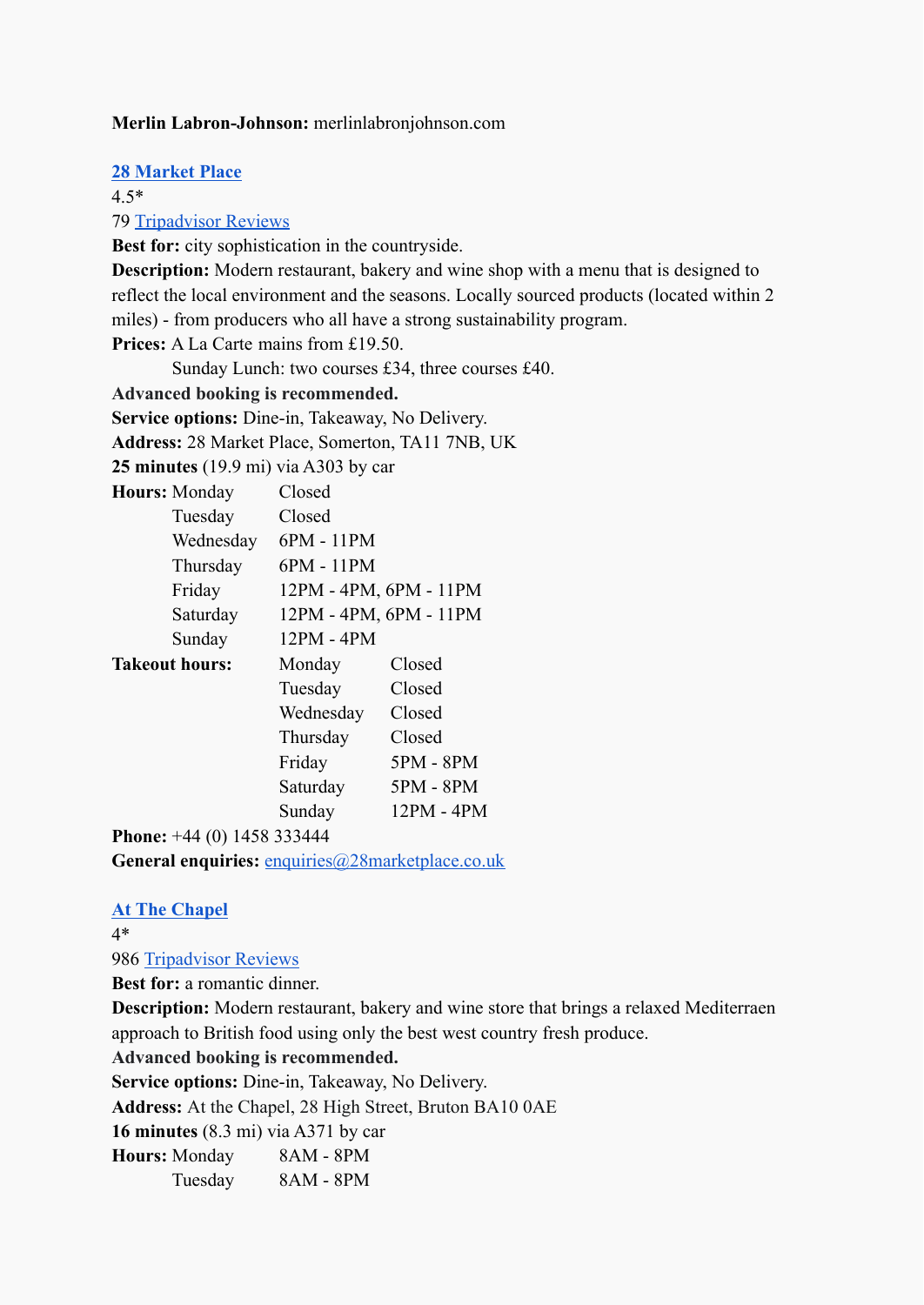**Merlin Labron-Johnson:** merlinlabronjohnson.com

**28 Market Place**

4.5*

79 Tripadvisor Reviews

**Best for:** city sophistication in the countryside.

**Description:** Modern restaurant, bakery and wine shop with a menu that is designed to reflect the local environment and the seasons. Locally sourced products (located within 2 miles) - from producers who all have a strong sustainability program.

**Prices:** A La Carte mains from £19.50.

Sunday Lunch: two courses £34, three courses £40.

**Advanced booking is recommended.**

**Service options:** Dine-in, Takeaway, No Delivery.

**Address:** 28 Market Place, Somerton, TA11 7NB, UK

**25 minutes** (19.9 mi) via A303 by car

**Hours:**

| Day | Hours |
|---|---|
| Monday | Closed |
| Tuesday | Closed |
| Wednesday | 6PM - 11PM |
| Thursday | 6PM - 11PM |
| Friday | 12PM - 4PM, 6PM - 11PM |
| Saturday | 12PM - 4PM, 6PM - 11PM |
| Sunday | 12PM - 4PM |

**Takeout hours:**

| Day | Hours |
|---|---|
| Monday | Closed |
| Tuesday | Closed |
| Wednesday | Closed |
| Thursday | Closed |
| Friday | 5PM - 8PM |
| Saturday | 5PM - 8PM |
| Sunday | 12PM - 4PM |

**Phone:** +44 (0) 1458 333444

**General enquiries:** enquiries@28marketplace.co.uk

**At The Chapel**

4*

986 Tripadvisor Reviews

**Best for:** a romantic dinner.

**Description:** Modern restaurant, bakery and wine store that brings a relaxed Mediterraen approach to British food using only the best west country fresh produce.

**Advanced booking is recommended.**

**Service options:** Dine-in, Takeaway, No Delivery.

**Address:** At the Chapel, 28 High Street, Bruton BA10 0AE

**16 minutes** (8.3 mi) via A371 by car

**Hours:**

| Day | Hours |
|---|---|
| Monday | 8AM - 8PM |
| Tuesday | 8AM - 8PM |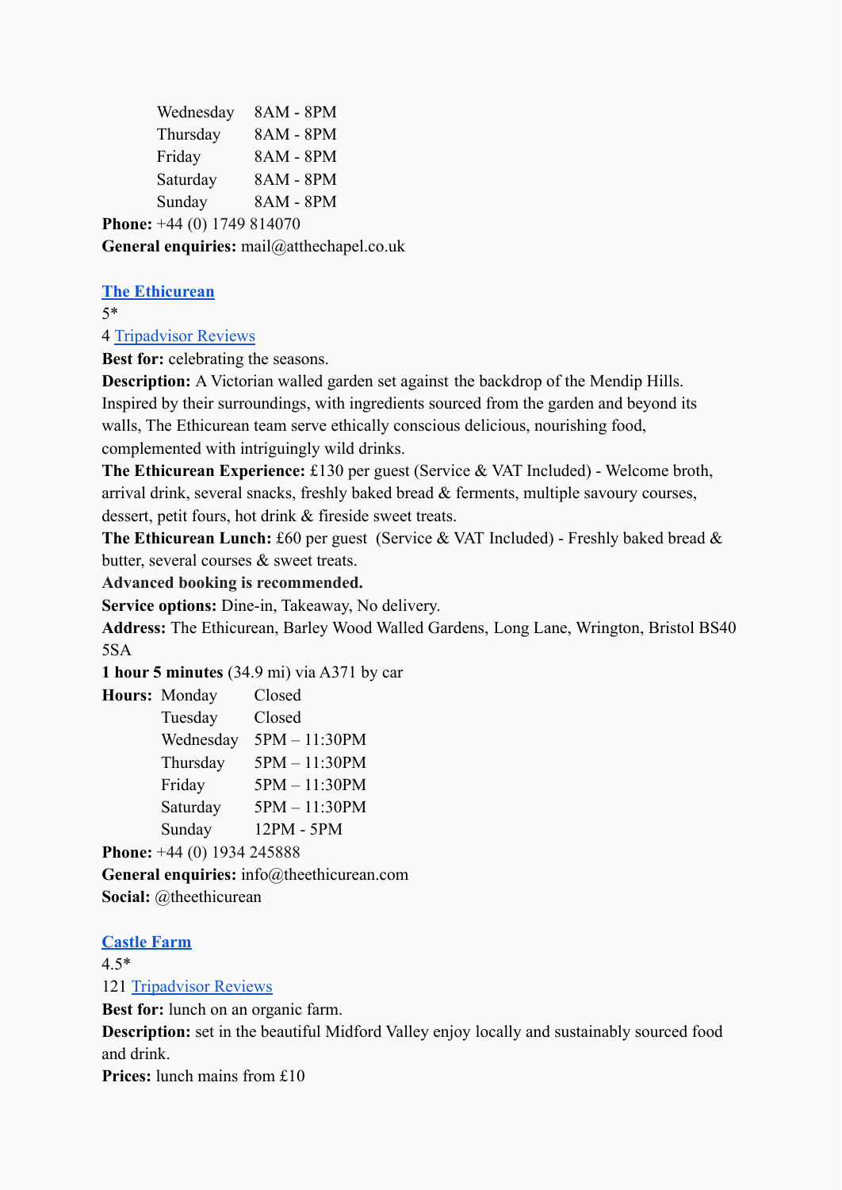| | |
|---|---|
| Wednesday | 8AM - 8PM |
| Thursday | 8AM - 8PM |
| Friday | 8AM - 8PM |
| Saturday | 8AM - 8PM |
| Sunday | 8AM - 8PM |

**Phone:** +44 (0) 1749 814070
**General enquiries:** mail@atthechapel.co.uk

### The Ethicurean

5*
4 Tripadvisor Reviews
**Best for:** celebrating the seasons.
**Description:** A Victorian walled garden set against the backdrop of the Mendip Hills. Inspired by their surroundings, with ingredients sourced from the garden and beyond its walls, The Ethicurean team serve ethically conscious delicious, nourishing food, complemented with intriguingly wild drinks.
**The Ethicurean Experience:** £130 per guest (Service & VAT Included) - Welcome broth, arrival drink, several snacks, freshly baked bread & ferments, multiple savoury courses, dessert, petit fours, hot drink & fireside sweet treats.
**The Ethicurean Lunch:** £60 per guest (Service & VAT Included) - Freshly baked bread & butter, several courses & sweet treats.
**Advanced booking is recommended.**
**Service options:** Dine-in, Takeaway, No delivery.
**Address:** The Ethicurean, Barley Wood Walled Gardens, Long Lane, Wrington, Bristol BS40 5SA
**1 hour 5 minutes** (34.9 mi) via A371 by car

**Hours:**

| | |
|---|---|
| Monday | Closed |
| Tuesday | Closed |
| Wednesday | 5PM – 11:30PM |
| Thursday | 5PM – 11:30PM |
| Friday | 5PM – 11:30PM |
| Saturday | 5PM – 11:30PM |
| Sunday | 12PM - 5PM |

**Phone:** +44 (0) 1934 245888
**General enquiries:** info@theethicurean.com
**Social:** @theethicurean

### Castle Farm

4.5*
121 Tripadvisor Reviews
**Best for:** lunch on an organic farm.
**Description:** set in the beautiful Midford Valley enjoy locally and sustainably sourced food and drink.
**Prices:** lunch mains from £10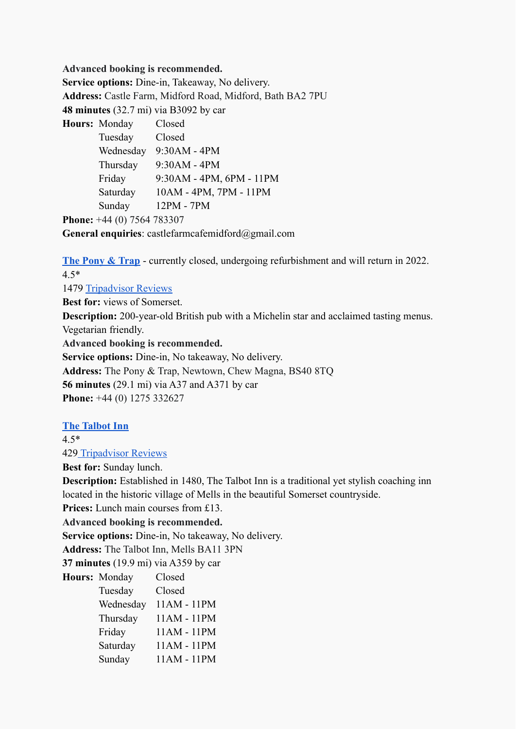**Advanced booking is recommended.**
**Service options:** Dine-in, Takeaway, No delivery.
**Address:** Castle Farm, Midford Road, Midford, Bath BA2 7PU
**48 minutes** (32.7 mi) via B3092 by car

**Hours:**

| | |
|---|---|
| Monday | Closed |
| Tuesday | Closed |
| Wednesday | 9:30AM - 4PM |
| Thursday | 9:30AM - 4PM |
| Friday | 9:30AM - 4PM, 6PM - 11PM |
| Saturday | 10AM - 4PM, 7PM - 11PM |
| Sunday | 12PM - 7PM |

**Phone:** +44 (0) 7564 783307
**General enquiries**: castlefarmcafemidford@gmail.com

**The Pony & Trap** - currently closed, undergoing refurbishment and will return in 2022.
4.5*
1479 Tripadvisor Reviews
**Best for:** views of Somerset.
**Description:** 200-year-old British pub with a Michelin star and acclaimed tasting menus. Vegetarian friendly.
**Advanced booking is recommended.**
**Service options:** Dine-in, No takeaway, No delivery.
**Address:** The Pony & Trap, Newtown, Chew Magna, BS40 8TQ
**56 minutes** (29.1 mi) via A37 and A371 by car
**Phone:** +44 (0) 1275 332627

**The Talbot Inn**
4.5*
429 Tripadvisor Reviews
**Best for:** Sunday lunch.
**Description:** Established in 1480, The Talbot Inn is a traditional yet stylish coaching inn located in the historic village of Mells in the beautiful Somerset countryside.
**Prices:** Lunch main courses from £13.
**Advanced booking is recommended.**
**Service options:** Dine-in, No takeaway, No delivery.
**Address:** The Talbot Inn, Mells BA11 3PN
**37 minutes** (19.9 mi) via A359 by car

**Hours:**

| | |
|---|---|
| Monday | Closed |
| Tuesday | Closed |
| Wednesday | 11AM - 11PM |
| Thursday | 11AM - 11PM |
| Friday | 11AM - 11PM |
| Saturday | 11AM - 11PM |
| Sunday | 11AM - 11PM |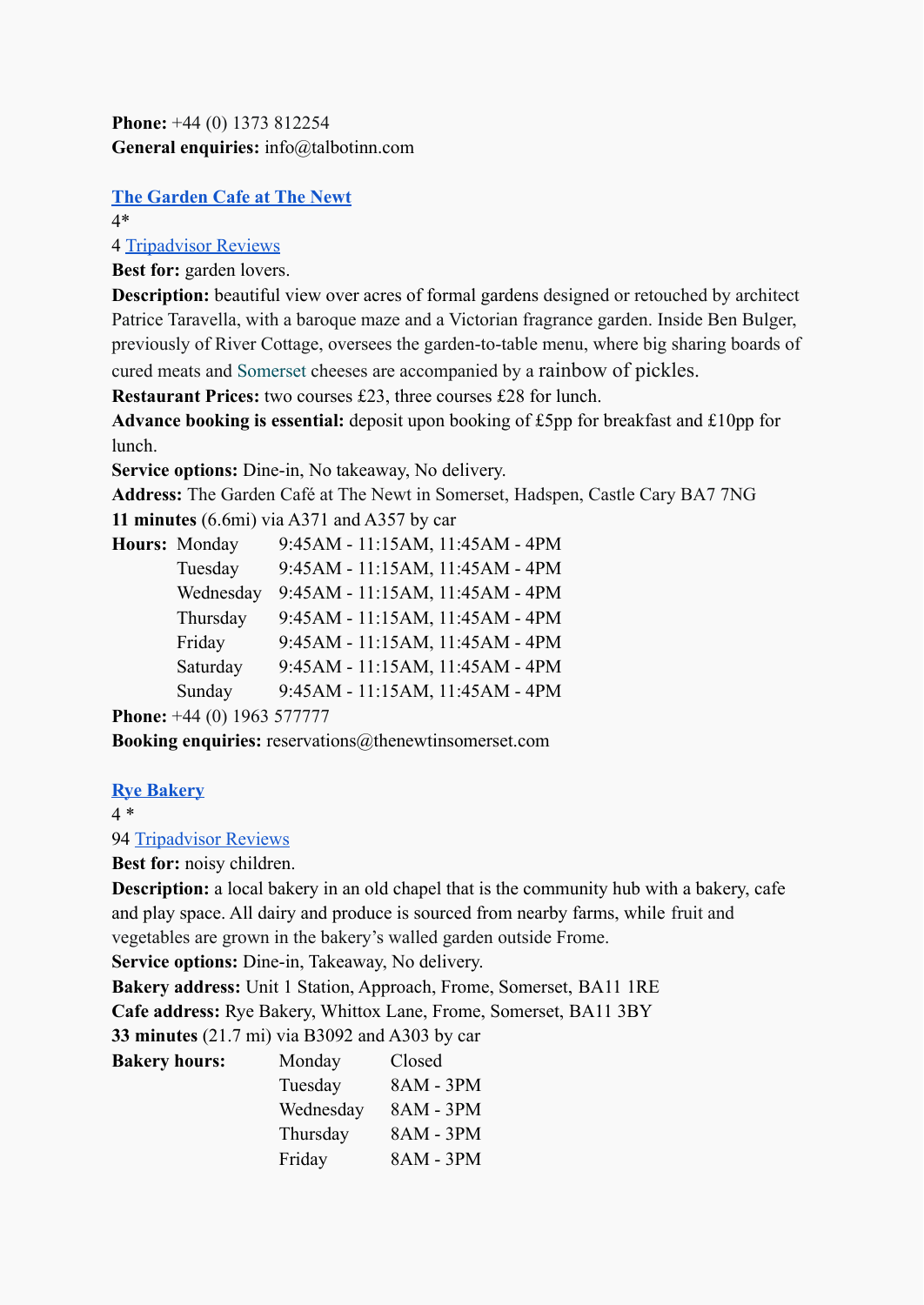**Phone:** +44 (0) 1373 812254
**General enquiries:** info@talbotinn.com

**[The Garden Cafe at The Newt](#)**
4*
4 [Tripadvisor Reviews](#)
**Best for:** garden lovers.
**Description:** beautiful view over acres of formal gardens designed or retouched by architect Patrice Taravella, with a baroque maze and a Victorian fragrance garden. Inside Ben Bulger, previously of River Cottage, oversees the garden-to-table menu, where big sharing boards of cured meats and Somerset cheeses are accompanied by a rainbow of pickles.
**Restaurant Prices:** two courses £23, three courses £28 for lunch.
**Advance booking is essential:** deposit upon booking of £5pp for breakfast and £10pp for lunch.
**Service options:** Dine-in, No takeaway, No delivery.
**Address:** The Garden Café at The Newt in Somerset, Hadspen, Castle Cary BA7 7NG
**11 minutes** (6.6mi) via A371 and A357 by car

| **Hours:** | | |
|---|---|---|
| | Monday | 9:45AM - 11:15AM, 11:45AM - 4PM |
| | Tuesday | 9:45AM - 11:15AM, 11:45AM - 4PM |
| | Wednesday | 9:45AM - 11:15AM, 11:45AM - 4PM |
| | Thursday | 9:45AM - 11:15AM, 11:45AM - 4PM |
| | Friday | 9:45AM - 11:15AM, 11:45AM - 4PM |
| | Saturday | 9:45AM - 11:15AM, 11:45AM - 4PM |
| | Sunday | 9:45AM - 11:15AM, 11:45AM - 4PM |

**Phone:** +44 (0) 1963 577777
**Booking enquiries:** reservations@thenewtinsomerset.com

**[Rye Bakery](#)**
4 *
94 [Tripadvisor Reviews](#)
**Best for:** noisy children.
**Description:** a local bakery in an old chapel that is the community hub with a bakery, cafe and play space. All dairy and produce is sourced from nearby farms, while fruit and vegetables are grown in the bakery's walled garden outside Frome.
**Service options:** Dine-in, Takeaway, No delivery.
**Bakery address:** Unit 1 Station, Approach, Frome, Somerset, BA11 1RE
**Cafe address:** Rye Bakery, Whittox Lane, Frome, Somerset, BA11 3BY
**33 minutes** (21.7 mi) via B3092 and A303 by car

| **Bakery hours:** | | |
|---|---|---|
| | Monday | Closed |
| | Tuesday | 8AM - 3PM |
| | Wednesday | 8AM - 3PM |
| | Thursday | 8AM - 3PM |
| | Friday | 8AM - 3PM |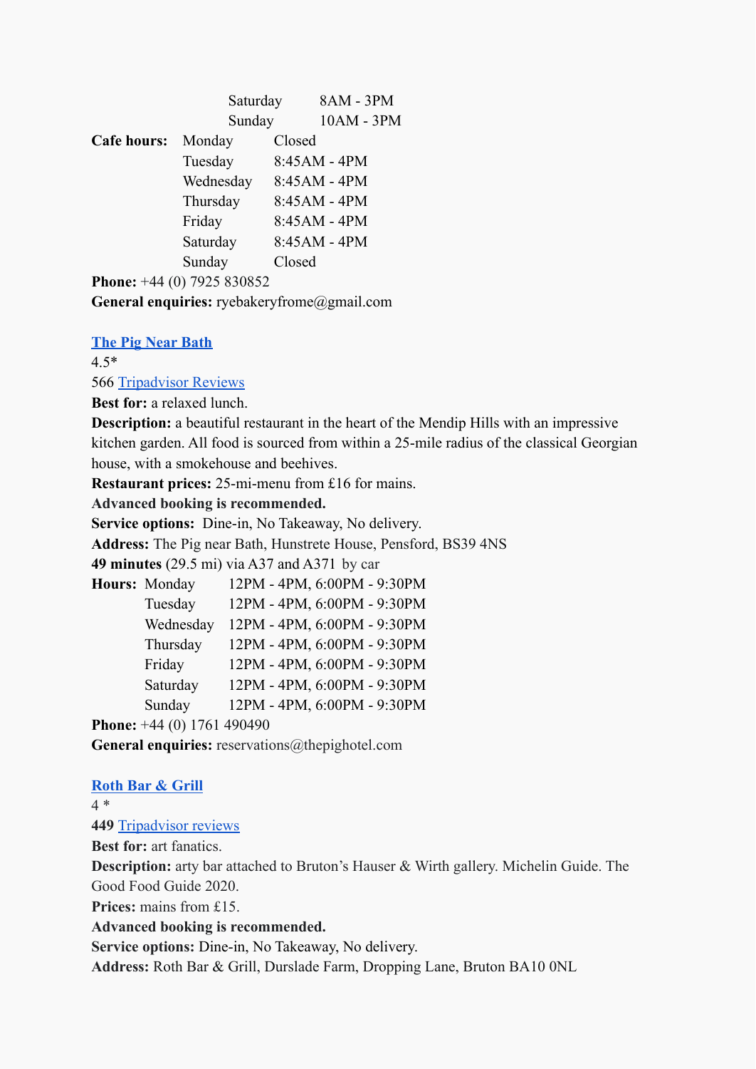| | | |
|---|---|---|
| | Saturday | 8AM - 3PM |
| | Sunday | 10AM - 3PM |

| **Cafe hours:** | | |
|---|---|---|
| | Monday | Closed |
| | Tuesday | 8:45AM - 4PM |
| | Wednesday | 8:45AM - 4PM |
| | Thursday | 8:45AM - 4PM |
| | Friday | 8:45AM - 4PM |
| | Saturday | 8:45AM - 4PM |
| | Sunday | Closed |

**Phone:** +44 (0) 7925 830852
**General enquiries:** ryebakeryfrome@gmail.com

**The Pig Near Bath**
4.5*
566 Tripadvisor Reviews
**Best for:** a relaxed lunch.
**Description:** a beautiful restaurant in the heart of the Mendip Hills with an impressive kitchen garden. All food is sourced from within a 25-mile radius of the classical Georgian house, with a smokehouse and beehives.
**Restaurant prices:** 25-mi-menu from £16 for mains.
**Advanced booking is recommended.**
**Service options:** Dine-in, No Takeaway, No delivery.
**Address:** The Pig near Bath, Hunstrete House, Pensford, BS39 4NS
**49 minutes** (29.5 mi) via A37 and A371 by car

| **Hours:** | |
|---|---|
| Monday | 12PM - 4PM, 6:00PM - 9:30PM |
| Tuesday | 12PM - 4PM, 6:00PM - 9:30PM |
| Wednesday | 12PM - 4PM, 6:00PM - 9:30PM |
| Thursday | 12PM - 4PM, 6:00PM - 9:30PM |
| Friday | 12PM - 4PM, 6:00PM - 9:30PM |
| Saturday | 12PM - 4PM, 6:00PM - 9:30PM |
| Sunday | 12PM - 4PM, 6:00PM - 9:30PM |

**Phone:** +44 (0) 1761 490490
**General enquiries:** reservations@thepighotel.com

**Roth Bar & Grill**
4 *
**449** Tripadvisor reviews
**Best for:** art fanatics.
**Description:** arty bar attached to Bruton's Hauser & Wirth gallery. Michelin Guide. The Good Food Guide 2020.
**Prices:** mains from £15.
**Advanced booking is recommended.**
**Service options:** Dine-in, No Takeaway, No delivery.
**Address:** Roth Bar & Grill, Durslade Farm, Dropping Lane, Bruton BA10 0NL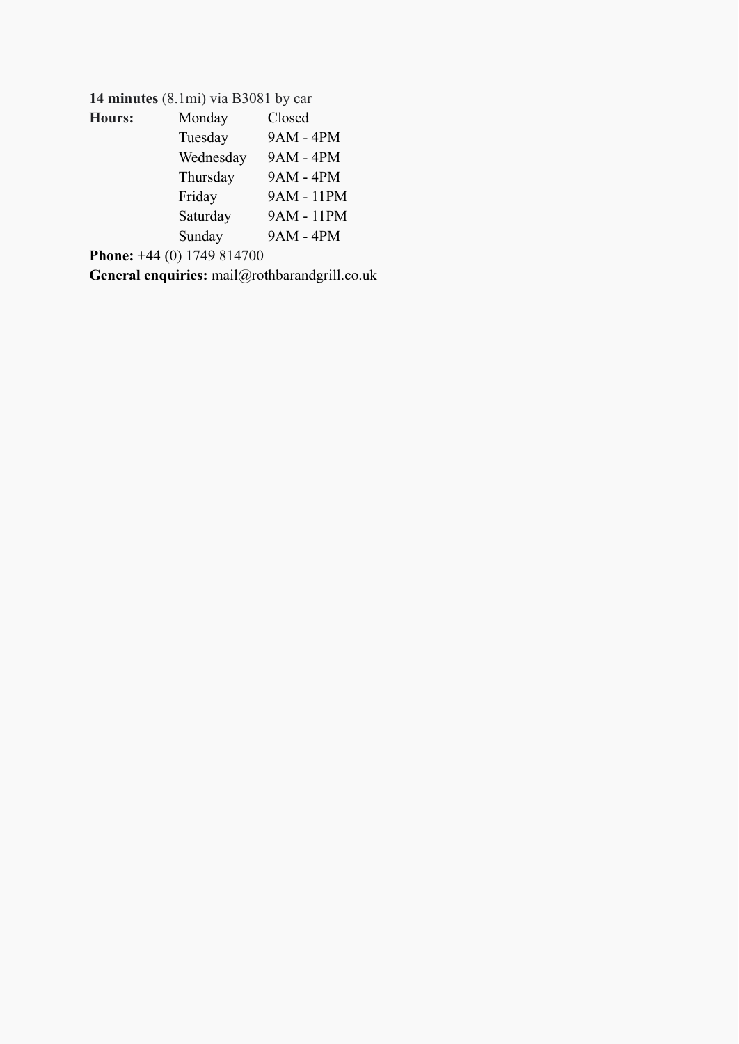**14 minutes** (8.1mi) via B3081 by car

| | | |
|---|---|---|
| **Hours:** | Monday | Closed |
| | Tuesday | 9AM - 4PM |
| | Wednesday | 9AM - 4PM |
| | Thursday | 9AM - 4PM |
| | Friday | 9AM - 11PM |
| | Saturday | 9AM - 11PM |
| | Sunday | 9AM - 4PM |

**Phone:** +44 (0) 1749 814700

**General enquiries:** mail@rothbarandgrill.co.uk